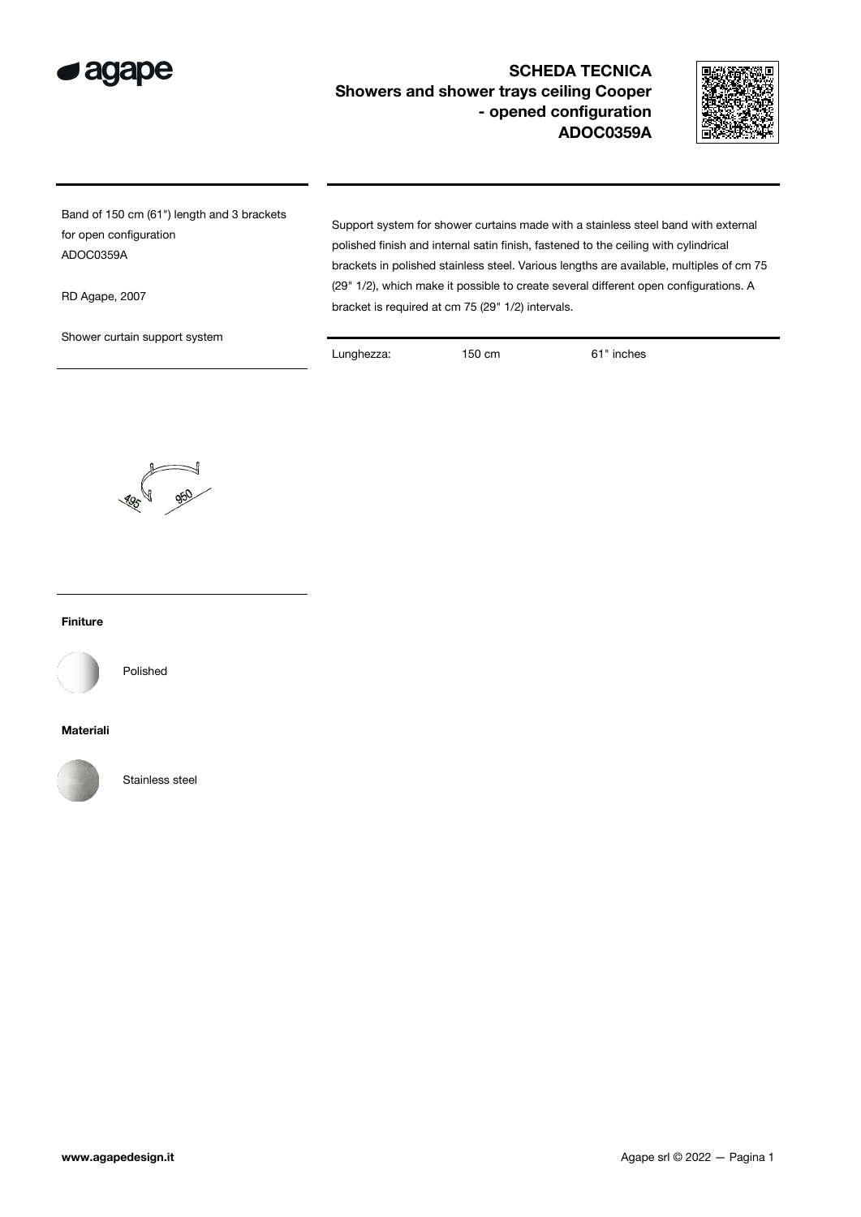# SCHEDA TECNICA

## Showers and shower trays ceiling Cooper - opened configuration ADOC0359A

Band of 150 cm (61") length and 3 brackets for open configuration
ADOC0359A

RD Agape, 2007

Shower curtain support system

Support system for shower curtains made with a stainless steel band with external polished finish and internal satin finish, fastened to the ceiling with cylindrical brackets in polished stainless steel. Various lengths are available, multiples of cm 75 (29" 1/2), which make it possible to create several different open configurations. A bracket is required at cm 75 (29" 1/2) intervals.

| Lunghezza: | 150 cm | 61" inches |
|---|---|---|

495
950

**Finiture**

Polished

**Materiali**

Stainless steel

www.agapedesign.it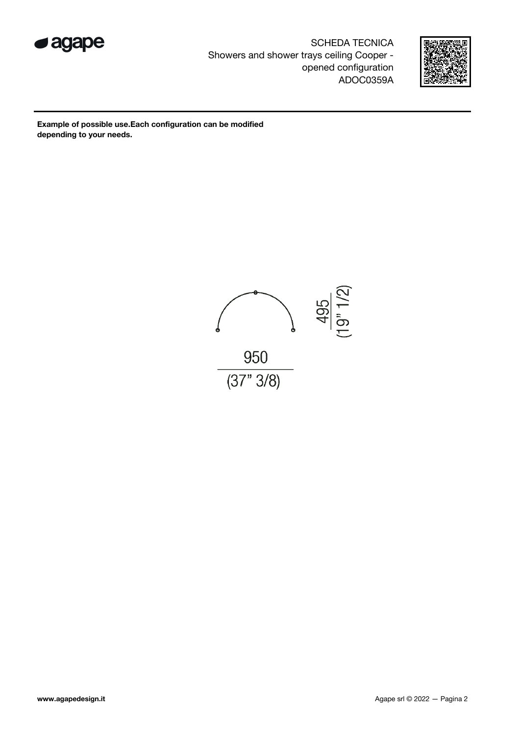SCHEDA TECNICA
Showers and shower trays ceiling Cooper - opened configuration
ADOC0359A

**Example of possible use.Each configuration can be modified depending to your needs.**

495
(19" 1/2)

950
(37" 3/8)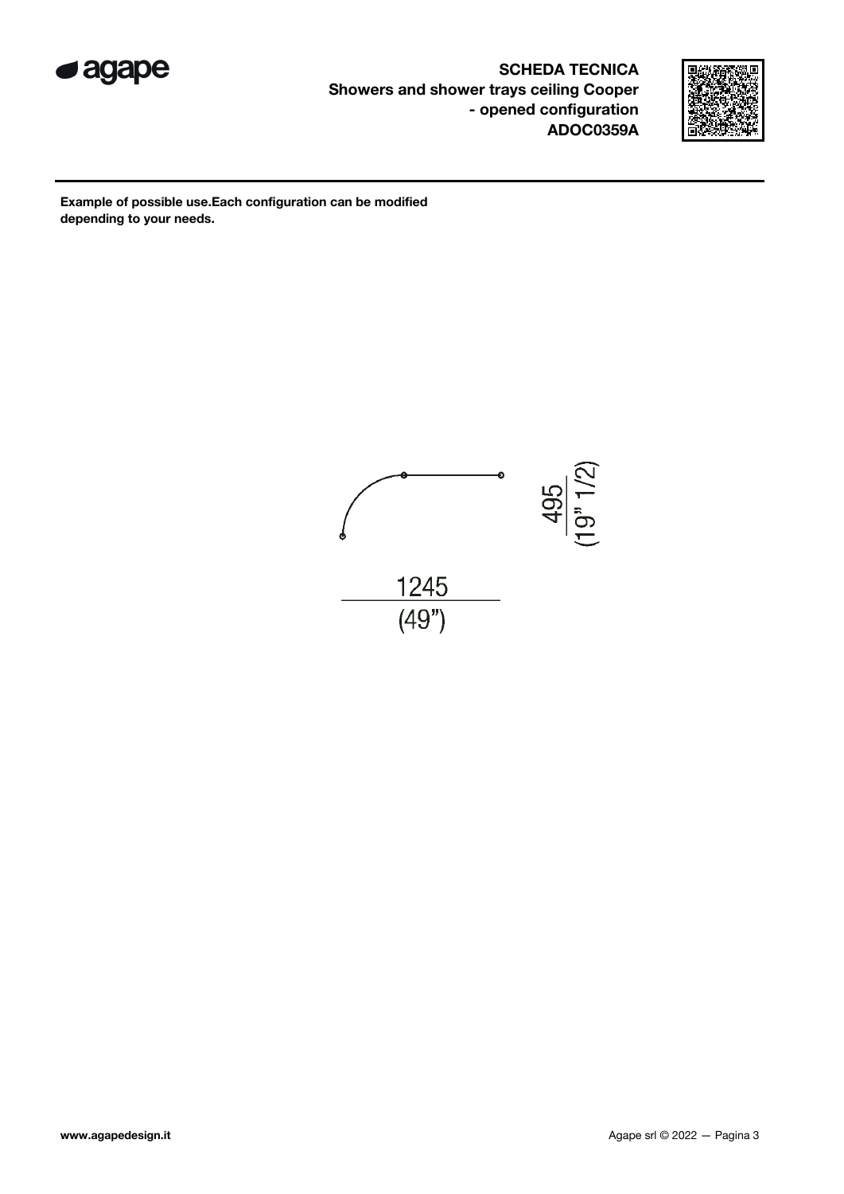**SCHEDA TECNICA**
**Showers and shower trays ceiling Cooper - opened configuration**
**ADOC0359A**

**Example of possible use.Each configuration can be modified depending to your needs.**

495
(19" 1/2)

1245
(49")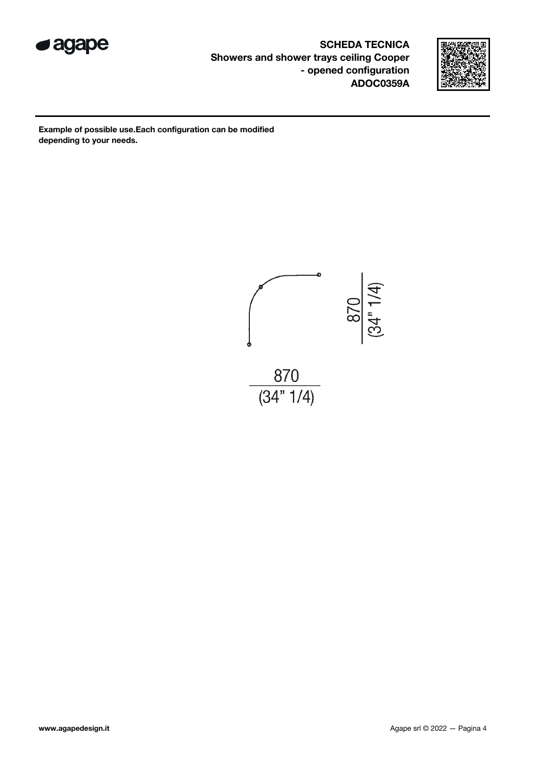**SCHEDA TECNICA**
**Showers and shower trays ceiling Cooper - opened configuration**
**ADOC0359A**

**Example of possible use.Each configuration can be modified depending to your needs.**

870
(34" 1/4)

870
(34" 1/4)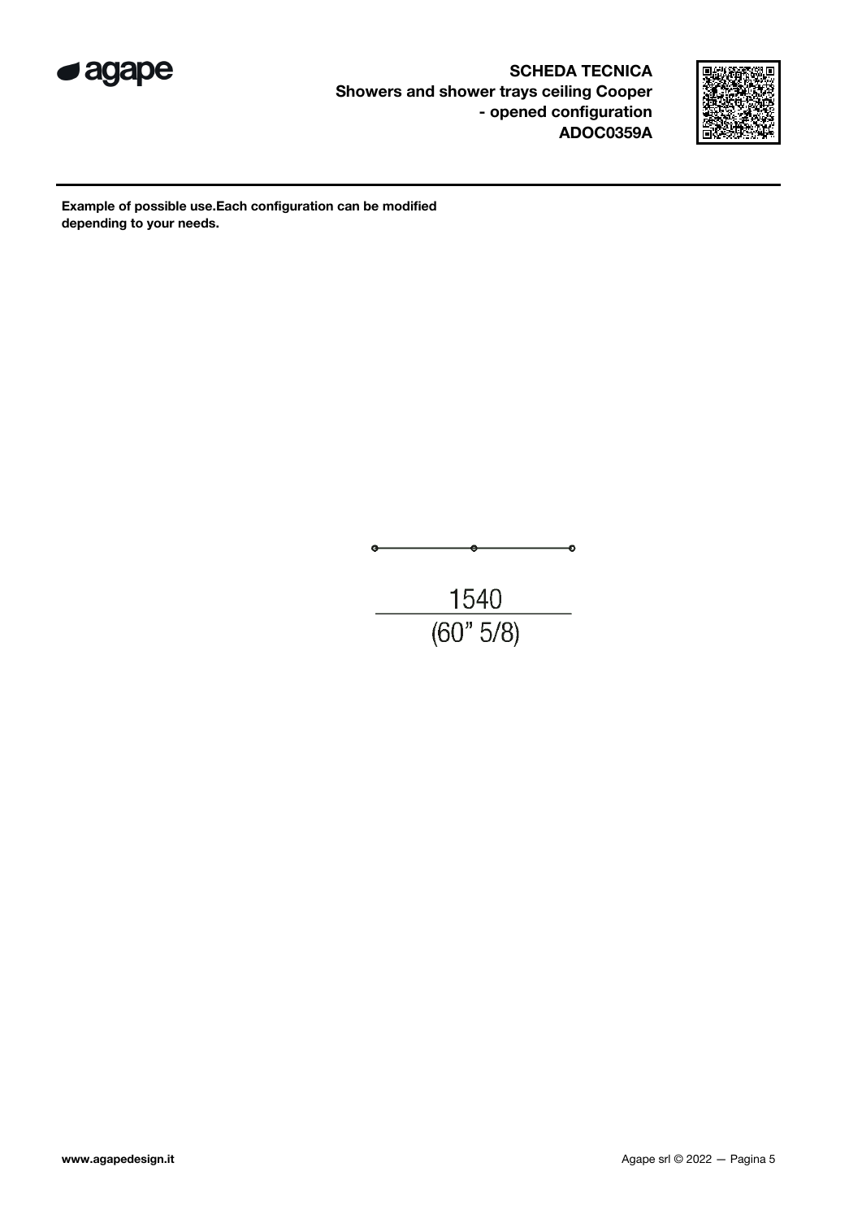# SCHEDA TECNICA

**Showers and shower trays ceiling Cooper - opened configuration**

**ADOC0359A**

**Example of possible use.Each configuration can be modified depending to your needs.**

1540

(60" 5/8)